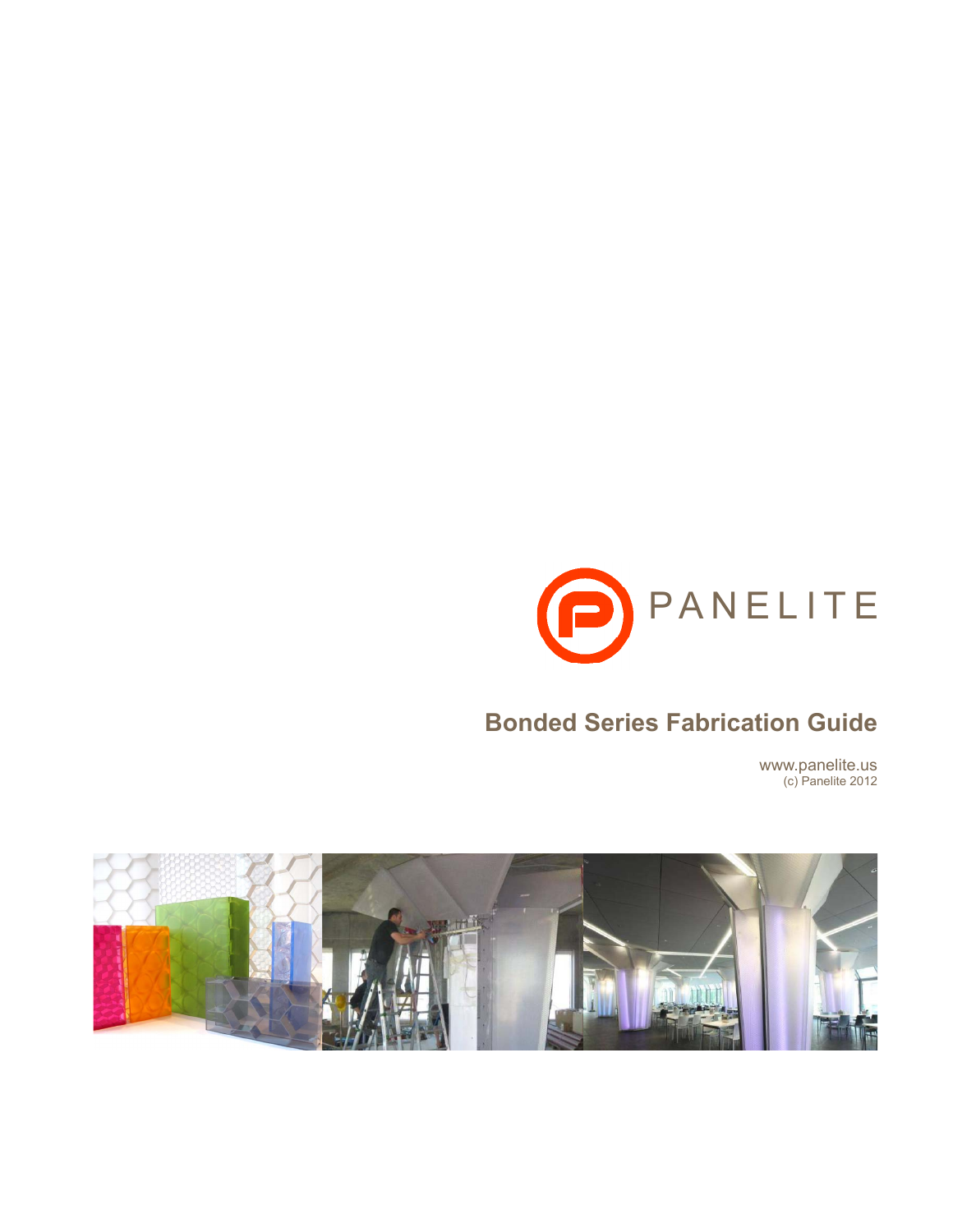PANELITE

# Bonded Series Fabrication Guide

www.panelite.us
(c) Panelite 2012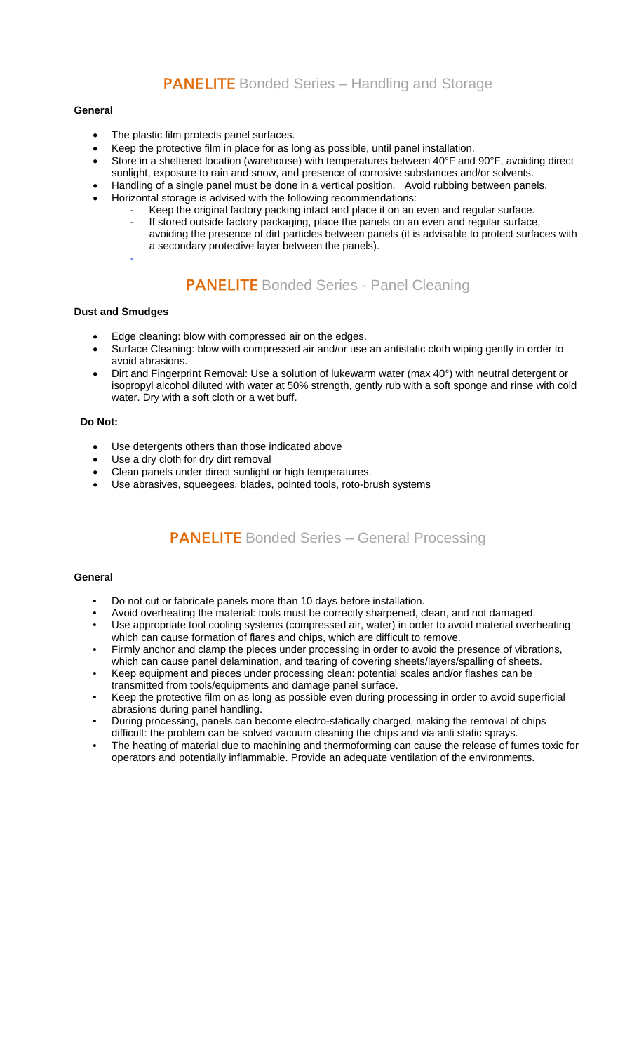## PANELITE Bonded Series – Handling and Storage

**General**

- The plastic film protects panel surfaces.
- Keep the protective film in place for as long as possible, until panel installation.
- Store in a sheltered location (warehouse) with temperatures between 40°F and 90°F, avoiding direct sunlight, exposure to rain and snow, and presence of corrosive substances and/or solvents.
- Handling of a single panel must be done in a vertical position. Avoid rubbing between panels.
- Horizontal storage is advised with the following recommendations:
  - Keep the original factory packing intact and place it on an even and regular surface.
  - If stored outside factory packaging, place the panels on an even and regular surface, avoiding the presence of dirt particles between panels (it is advisable to protect surfaces with a secondary protective layer between the panels).

## PANELITE Bonded Series - Panel Cleaning

**Dust and Smudges**

- Edge cleaning: blow with compressed air on the edges.
- Surface Cleaning: blow with compressed air and/or use an antistatic cloth wiping gently in order to avoid abrasions.
- Dirt and Fingerprint Removal: Use a solution of lukewarm water (max 40°) with neutral detergent or isopropyl alcohol diluted with water at 50% strength, gently rub with a soft sponge and rinse with cold water. Dry with a soft cloth or a wet buff.

**Do Not:**

- Use detergents others than those indicated above
- Use a dry cloth for dry dirt removal
- Clean panels under direct sunlight or high temperatures.
- Use abrasives, squeegees, blades, pointed tools, roto-brush systems

## PANELITE Bonded Series – General Processing

**General**

- Do not cut or fabricate panels more than 10 days before installation.
- Avoid overheating the material: tools must be correctly sharpened, clean, and not damaged.
- Use appropriate tool cooling systems (compressed air, water) in order to avoid material overheating which can cause formation of flares and chips, which are difficult to remove.
- Firmly anchor and clamp the pieces under processing in order to avoid the presence of vibrations, which can cause panel delamination, and tearing of covering sheets/layers/spalling of sheets.
- Keep equipment and pieces under processing clean: potential scales and/or flashes can be transmitted from tools/equipments and damage panel surface.
- Keep the protective film on as long as possible even during processing in order to avoid superficial abrasions during panel handling.
- During processing, panels can become electro-statically charged, making the removal of chips difficult: the problem can be solved vacuum cleaning the chips and via anti static sprays.
- The heating of material due to machining and thermoforming can cause the release of fumes toxic for operators and potentially inflammable. Provide an adequate ventilation of the environments.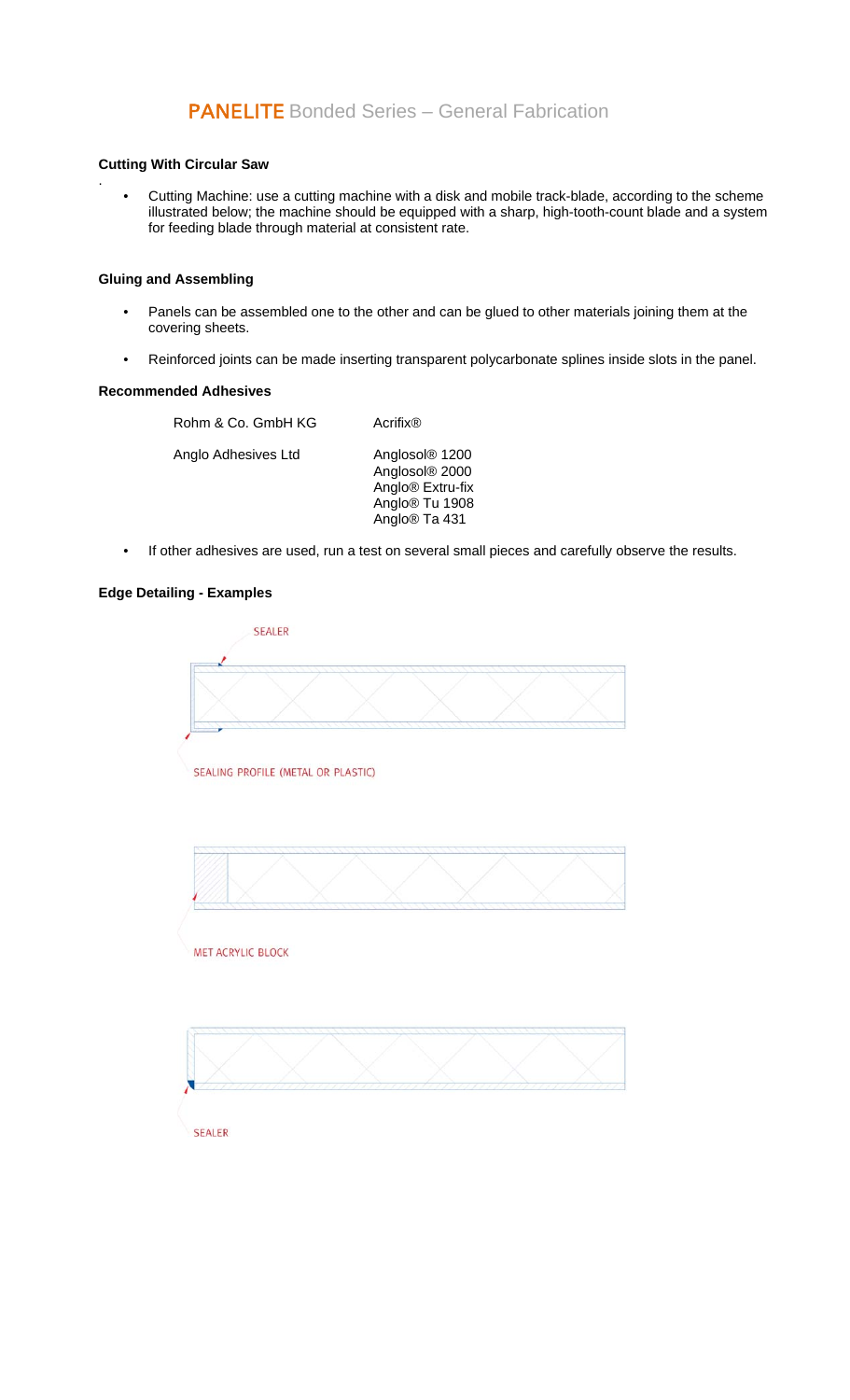# **PANELITE** Bonded Series – General Fabrication

**Cutting With Circular Saw**

- Cutting Machine: use a cutting machine with a disk and mobile track-blade, according to the scheme illustrated below; the machine should be equipped with a sharp, high-tooth-count blade and a system for feeding blade through material at consistent rate.

**Gluing and Assembling**

- Panels can be assembled one to the other and can be glued to other materials joining them at the covering sheets.
- Reinforced joints can be made inserting transparent polycarbonate splines inside slots in the panel.

**Recommended Adhesives**

| | |
|---|---|
| Rohm & Co. GmbH KG | Acrifix® |
| Anglo Adhesives Ltd | Anglosol® 1200<br>Anglosol® 2000<br>Anglo® Extru-fix<br>Anglo® Tu 1908<br>Anglo® Ta 431 |

- If other adhesives are used, run a test on several small pieces and carefully observe the results.

**Edge Detailing - Examples**

SEALER

SEALING PROFILE (METAL OR PLASTIC)

MET ACRYLIC BLOCK

SEALER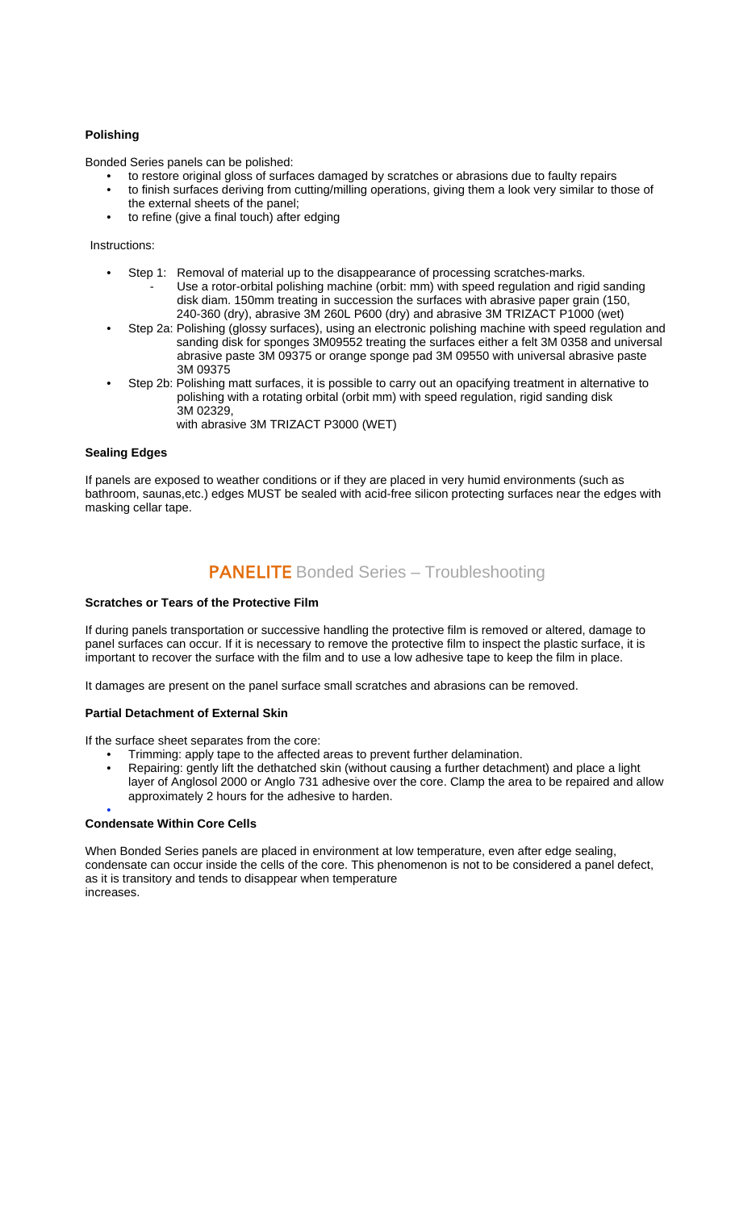**Polishing**

Bonded Series panels can be polished:

- to restore original gloss of surfaces damaged by scratches or abrasions due to faulty repairs
- to finish surfaces deriving from cutting/milling operations, giving them a look very similar to those of the external sheets of the panel;
- to refine (give a final touch) after edging

Instructions:

- Step 1: Removal of material up to the disappearance of processing scratches-marks.
  - Use a rotor-orbital polishing machine (orbit: mm) with speed regulation and rigid sanding disk diam. 150mm treating in succession the surfaces with abrasive paper grain (150, 240-360 (dry), abrasive 3M 260L P600 (dry) and abrasive 3M TRIZACT P1000 (wet)
- Step 2a: Polishing (glossy surfaces), using an electronic polishing machine with speed regulation and sanding disk for sponges 3M09552 treating the surfaces either a felt 3M 0358 and universal abrasive paste 3M 09375 or orange sponge pad 3M 09550 with universal abrasive paste 3M 09375
- Step 2b: Polishing matt surfaces, it is possible to carry out an opacifying treatment in alternative to polishing with a rotating orbital (orbit mm) with speed regulation, rigid sanding disk 3M 02329,
  with abrasive 3M TRIZACT P3000 (WET)

**Sealing Edges**

If panels are exposed to weather conditions or if they are placed in very humid environments (such as bathroom, saunas,etc.) edges MUST be sealed with acid-free silicon protecting surfaces near the edges with masking cellar tape.

## PANELITE Bonded Series – Troubleshooting

**Scratches or Tears of the Protective Film**

If during panels transportation or successive handling the protective film is removed or altered, damage to panel surfaces can occur. If it is necessary to remove the protective film to inspect the plastic surface, it is important to recover the surface with the film and to use a low adhesive tape to keep the film in place.

It damages are present on the panel surface small scratches and abrasions can be removed.

**Partial Detachment of External Skin**

If the surface sheet separates from the core:

- Trimming: apply tape to the affected areas to prevent further delamination.
- Repairing: gently lift the dethatched skin (without causing a further detachment) and place a light layer of Anglosol 2000 or Anglo 731 adhesive over the core. Clamp the area to be repaired and allow approximately 2 hours for the adhesive to harden.

**Condensate Within Core Cells**

When Bonded Series panels are placed in environment at low temperature, even after edge sealing, condensate can occur inside the cells of the core. This phenomenon is not to be considered a panel defect, as it is transitory and tends to disappear when temperature increases.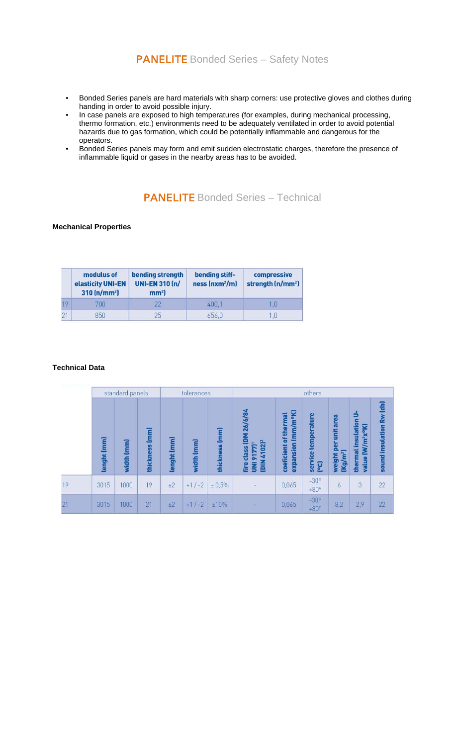## **PANELITE** Bonded Series – Safety Notes

- Bonded Series panels are hard materials with sharp corners: use protective gloves and clothes during handing in order to avoid possible injury.
- In case panels are exposed to high temperatures (for examples, during mechanical processing, thermo formation, etc.) environments need to be adequately ventilated in order to avoid potential hazards due to gas formation, which could be potentially inflammable and dangerous for the operators.
- Bonded Series panels may form and emit sudden electrostatic charges, therefore the presence of inflammable liquid or gases in the nearby areas has to be avoided.

## **PANELITE** Bonded Series – Technical

**Mechanical Properties**

| | modulus of elasticity UNI-EN 310 (n/mm²) | bending strength UNI-EN 310 (n/mm²) | bending stiff-ness (nxm²/m) | compressive strength (n/mm²) |
|---|---|---|---|---|
| 19 | 700 | 22 | 400,1 | 1,0 |
| 21 | 850 | 25 | 656,0 | 1,0 |

**Technical Data**

| | standard panels | | | tolerances | | | others | | | | | |
|---|---|---|---|---|---|---|---|---|---|---|---|---|
| | lenght (mm) | width (mm) | thickness (mm) | lenght (mm) | width (mm) | thickness (mm) | fire class (DM 26/6/84 UNI 9177)[1] (DIN 4102)[2] | coeficient of thermal expansion (mm/m°K) | service temperature (°C) | weight per unit area (Kg/m²) | thermal insulation U-value (W/m²x°K) | sound insulation Rw (db) |
| 19 | 3015 | 1000 | 19 | ±2 | +1 / -2 | ± 0,5% | - | 0,065 | -30° +80° | 6 | 3 | 22 |
| 21 | 3015 | 1000 | 21 | ±2 | +1 / -2 | ±10% | - | 0,065 | -30° +80° | 8,2 | 2,9 | 22 |